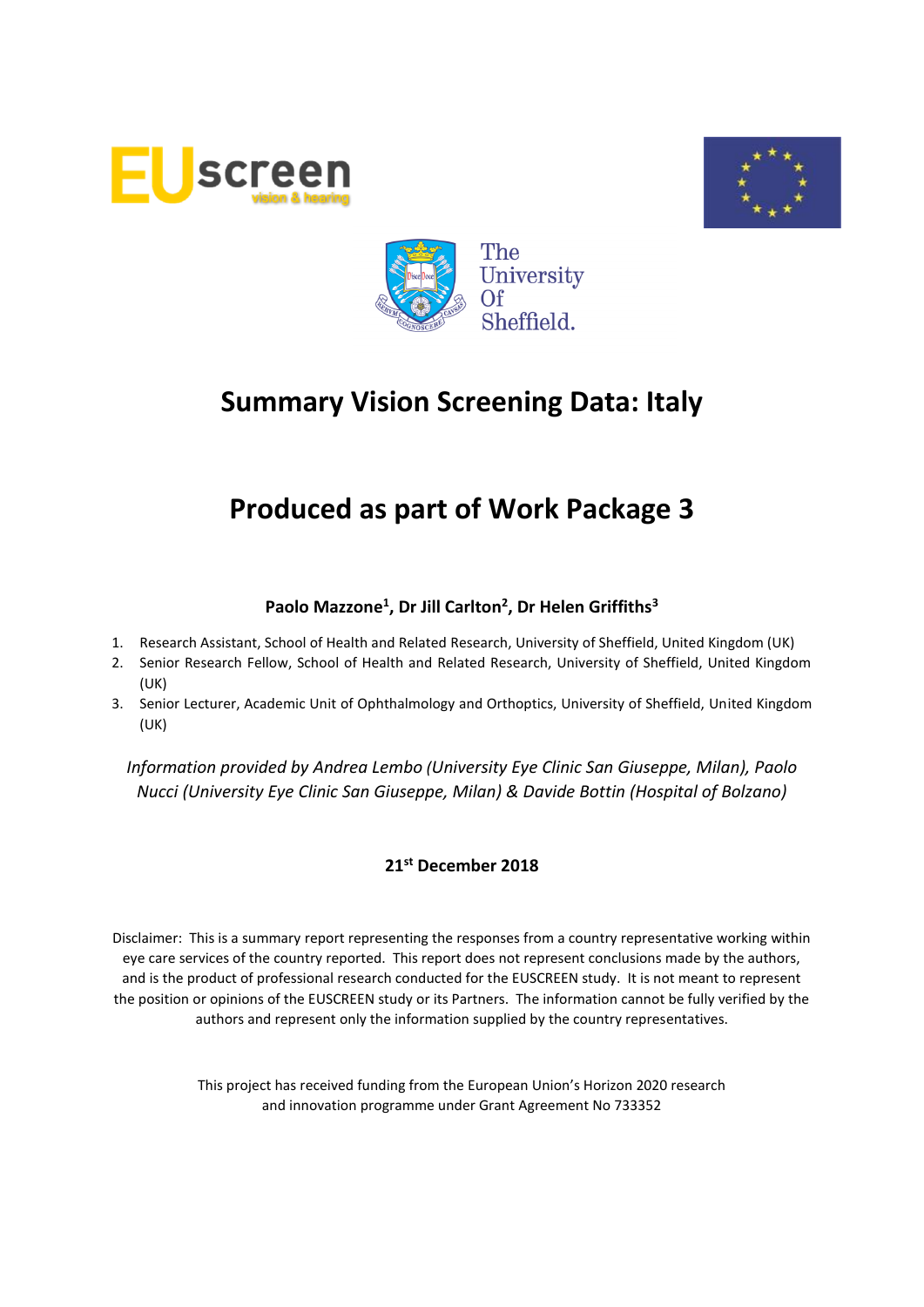# Summary Vision Screening Data: Italy

# Produced as part of Work Package 3

**Paolo Mazzone[1], Dr Jill Carlton[2], Dr Helen Griffiths[3]**

1. Research Assistant, School of Health and Related Research, University of Sheffield, United Kingdom (UK)
2. Senior Research Fellow, School of Health and Related Research, University of Sheffield, United Kingdom (UK)
3. Senior Lecturer, Academic Unit of Ophthalmology and Orthoptics, University of Sheffield, United Kingdom (UK)

*Information provided by Andrea Lembo (University Eye Clinic San Giuseppe, Milan), Paolo Nucci (University Eye Clinic San Giuseppe, Milan) & Davide Bottin (Hospital of Bolzano)*

**21st December 2018**

Disclaimer: This is a summary report representing the responses from a country representative working within eye care services of the country reported. This report does not represent conclusions made by the authors, and is the product of professional research conducted for the EUSCREEN study. It is not meant to represent the position or opinions of the EUSCREEN study or its Partners. The information cannot be fully verified by the authors and represent only the information supplied by the country representatives.

This project has received funding from the European Union's Horizon 2020 research and innovation programme under Grant Agreement No 733352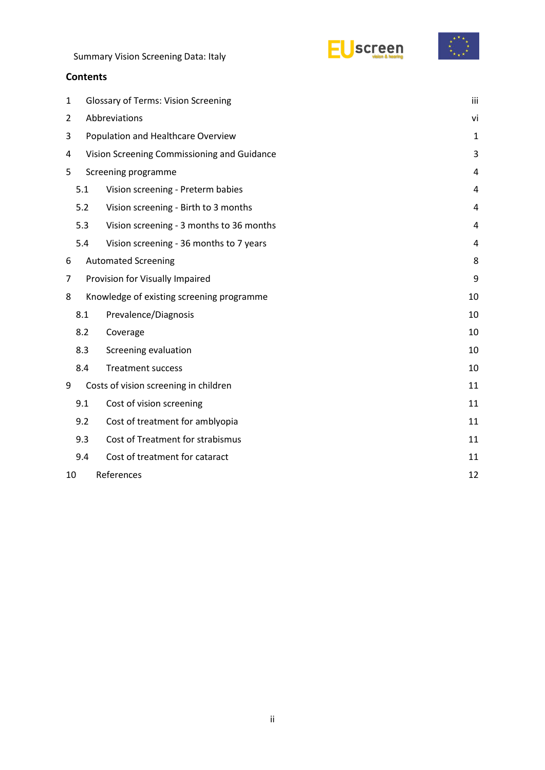## Contents

| | | |
|---|---|---|
| 1 | Glossary of Terms: Vision Screening | iii |
| 2 | Abbreviations | vi |
| 3 | Population and Healthcare Overview | 1 |
| 4 | Vision Screening Commissioning and Guidance | 3 |
| 5 | Screening programme | 4 |
| 5.1 | Vision screening - Preterm babies | 4 |
| 5.2 | Vision screening - Birth to 3 months | 4 |
| 5.3 | Vision screening - 3 months to 36 months | 4 |
| 5.4 | Vision screening - 36 months to 7 years | 4 |
| 6 | Automated Screening | 8 |
| 7 | Provision for Visually Impaired | 9 |
| 8 | Knowledge of existing screening programme | 10 |
| 8.1 | Prevalence/Diagnosis | 10 |
| 8.2 | Coverage | 10 |
| 8.3 | Screening evaluation | 10 |
| 8.4 | Treatment success | 10 |
| 9 | Costs of vision screening in children | 11 |
| 9.1 | Cost of vision screening | 11 |
| 9.2 | Cost of treatment for amblyopia | 11 |
| 9.3 | Cost of Treatment for strabismus | 11 |
| 9.4 | Cost of treatment for cataract | 11 |
| 10 | References | 12 |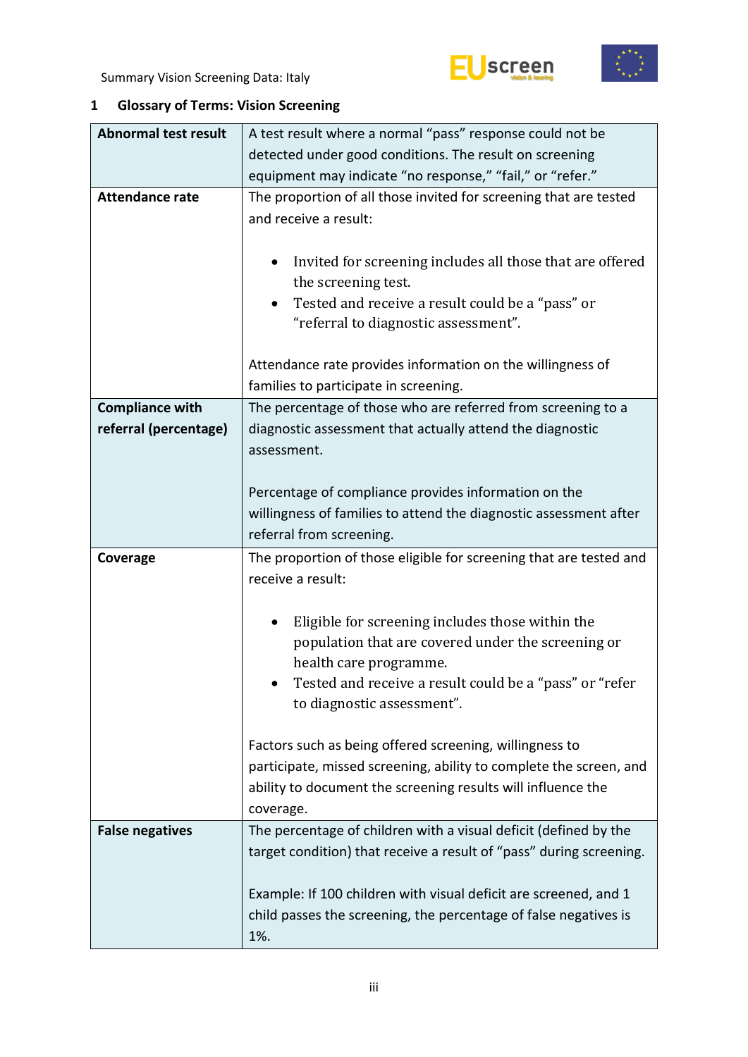## 1 Glossary of Terms: Vision Screening

| | |
|---|---|
| **Abnormal test result** | A test result where a normal "pass" response could not be detected under good conditions. The result on screening equipment may indicate "no response," "fail," or "refer." |
| **Attendance rate** | The proportion of all those invited for screening that are tested and receive a result: <br><br> • Invited for screening includes all those that are offered the screening test. <br> • Tested and receive a result could be a "pass" or "referral to diagnostic assessment". <br><br> Attendance rate provides information on the willingness of families to participate in screening. |
| **Compliance with referral (percentage)** | The percentage of those who are referred from screening to a diagnostic assessment that actually attend the diagnostic assessment. <br><br> Percentage of compliance provides information on the willingness of families to attend the diagnostic assessment after referral from screening. |
| **Coverage** | The proportion of those eligible for screening that are tested and receive a result: <br><br> • Eligible for screening includes those within the population that are covered under the screening or health care programme. <br> • Tested and receive a result could be a "pass" or "refer to diagnostic assessment". <br><br> Factors such as being offered screening, willingness to participate, missed screening, ability to complete the screen, and ability to document the screening results will influence the coverage. |
| **False negatives** | The percentage of children with a visual deficit (defined by the target condition) that receive a result of "pass" during screening. <br><br> Example: If 100 children with visual deficit are screened, and 1 child passes the screening, the percentage of false negatives is 1%. |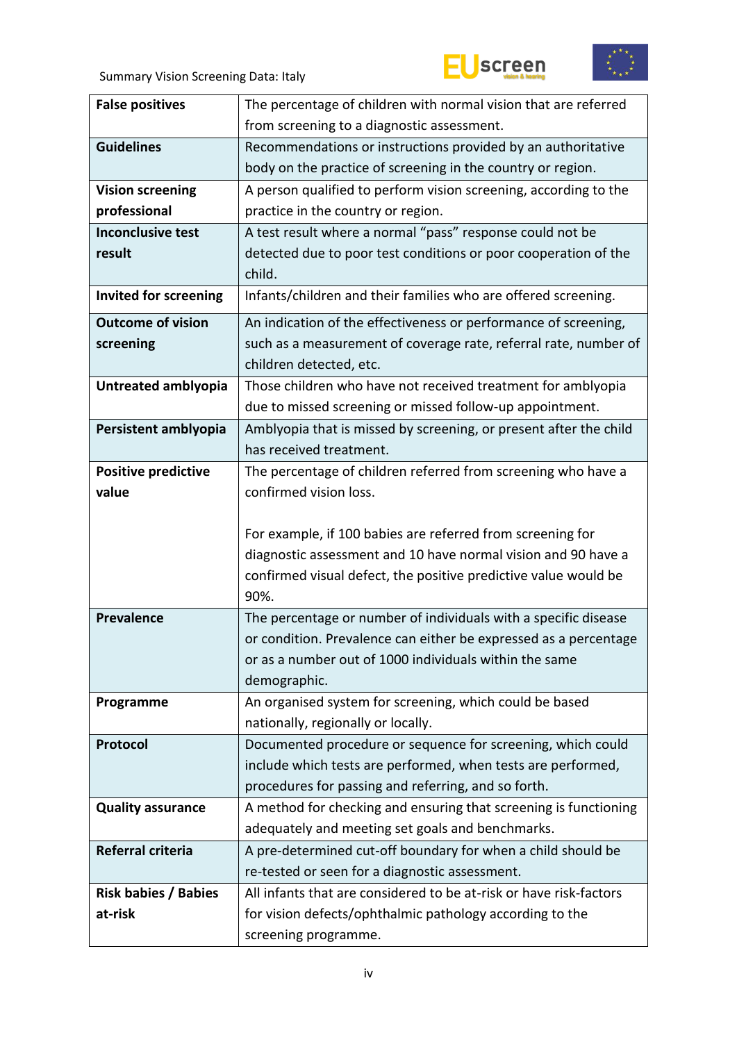| | |
|---|---|
| **False positives** | The percentage of children with normal vision that are referred from screening to a diagnostic assessment. |
| **Guidelines** | Recommendations or instructions provided by an authoritative body on the practice of screening in the country or region. |
| **Vision screening professional** | A person qualified to perform vision screening, according to the practice in the country or region. |
| **Inconclusive test result** | A test result where a normal "pass" response could not be detected due to poor test conditions or poor cooperation of the child. |
| **Invited for screening** | Infants/children and their families who are offered screening. |
| **Outcome of vision screening** | An indication of the effectiveness or performance of screening, such as a measurement of coverage rate, referral rate, number of children detected, etc. |
| **Untreated amblyopia** | Those children who have not received treatment for amblyopia due to missed screening or missed follow-up appointment. |
| **Persistent amblyopia** | Amblyopia that is missed by screening, or present after the child has received treatment. |
| **Positive predictive value** | The percentage of children referred from screening who have a confirmed vision loss.<br><br>For example, if 100 babies are referred from screening for diagnostic assessment and 10 have normal vision and 90 have a confirmed visual defect, the positive predictive value would be 90%. |
| **Prevalence** | The percentage or number of individuals with a specific disease or condition. Prevalence can either be expressed as a percentage or as a number out of 1000 individuals within the same demographic. |
| **Programme** | An organised system for screening, which could be based nationally, regionally or locally. |
| **Protocol** | Documented procedure or sequence for screening, which could include which tests are performed, when tests are performed, procedures for passing and referring, and so forth. |
| **Quality assurance** | A method for checking and ensuring that screening is functioning adequately and meeting set goals and benchmarks. |
| **Referral criteria** | A pre-determined cut-off boundary for when a child should be re-tested or seen for a diagnostic assessment. |
| **Risk babies / Babies at-risk** | All infants that are considered to be at-risk or have risk-factors for vision defects/ophthalmic pathology according to the screening programme. |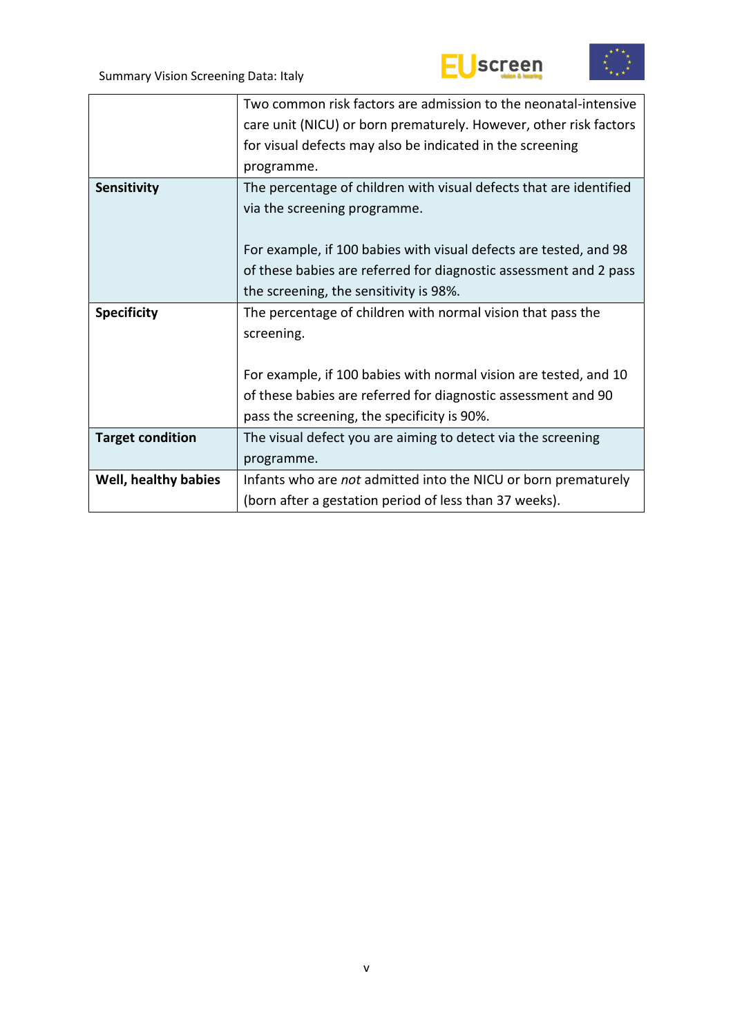| | |
|---|---|
| | Two common risk factors are admission to the neonatal-intensive care unit (NICU) or born prematurely. However, other risk factors for visual defects may also be indicated in the screening programme. |
| **Sensitivity** | The percentage of children with visual defects that are identified via the screening programme.<br><br>For example, if 100 babies with visual defects are tested, and 98 of these babies are referred for diagnostic assessment and 2 pass the screening, the sensitivity is 98%. |
| **Specificity** | The percentage of children with normal vision that pass the screening.<br><br>For example, if 100 babies with normal vision are tested, and 10 of these babies are referred for diagnostic assessment and 90 pass the screening, the specificity is 90%. |
| **Target condition** | The visual defect you are aiming to detect via the screening programme. |
| **Well, healthy babies** | Infants who are *not* admitted into the NICU or born prematurely (born after a gestation period of less than 37 weeks). |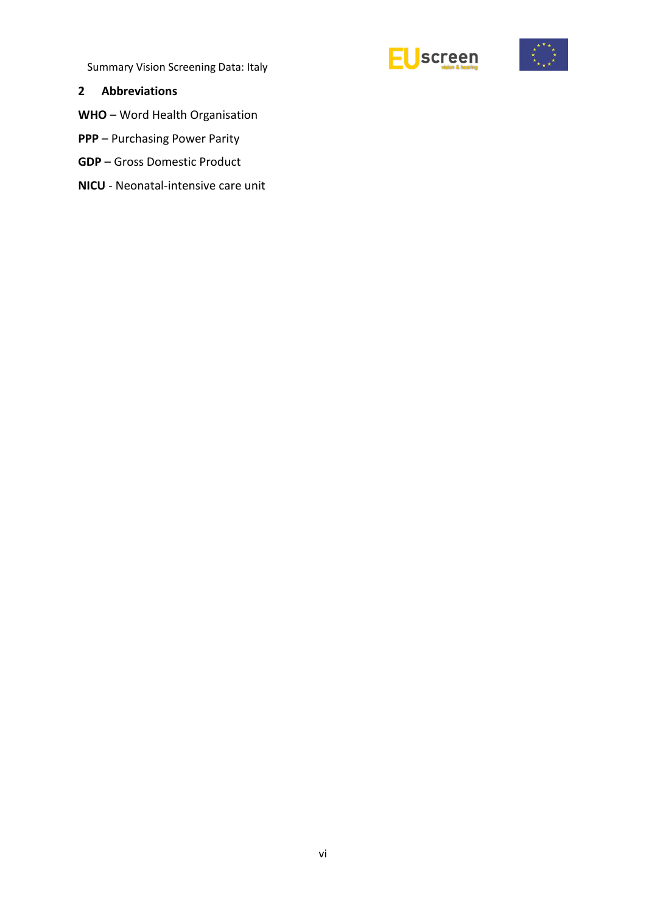## 2 Abbreviations

**WHO** – Word Health Organisation

**PPP** – Purchasing Power Parity

**GDP** – Gross Domestic Product

**NICU** - Neonatal-intensive care unit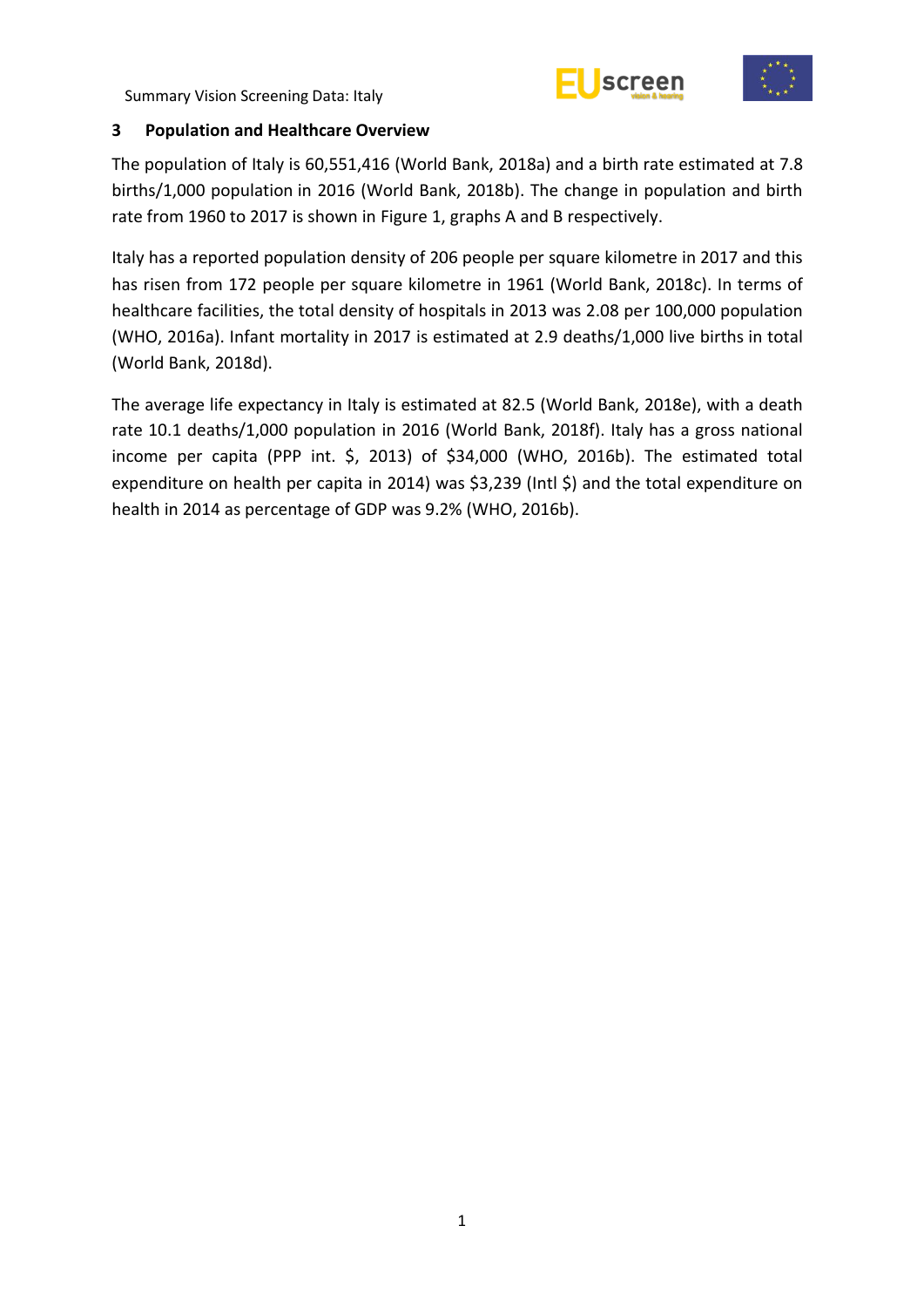## 3 Population and Healthcare Overview

The population of Italy is 60,551,416 (World Bank, 2018a) and a birth rate estimated at 7.8 births/1,000 population in 2016 (World Bank, 2018b). The change in population and birth rate from 1960 to 2017 is shown in Figure 1, graphs A and B respectively.

Italy has a reported population density of 206 people per square kilometre in 2017 and this has risen from 172 people per square kilometre in 1961 (World Bank, 2018c). In terms of healthcare facilities, the total density of hospitals in 2013 was 2.08 per 100,000 population (WHO, 2016a). Infant mortality in 2017 is estimated at 2.9 deaths/1,000 live births in total (World Bank, 2018d).

The average life expectancy in Italy is estimated at 82.5 (World Bank, 2018e), with a death rate 10.1 deaths/1,000 population in 2016 (World Bank, 2018f). Italy has a gross national income per capita (PPP int. $, 2013) of $34,000 (WHO, 2016b). The estimated total expenditure on health per capita in 2014) was $3,239 (Intl $) and the total expenditure on health in 2014 as percentage of GDP was 9.2% (WHO, 2016b).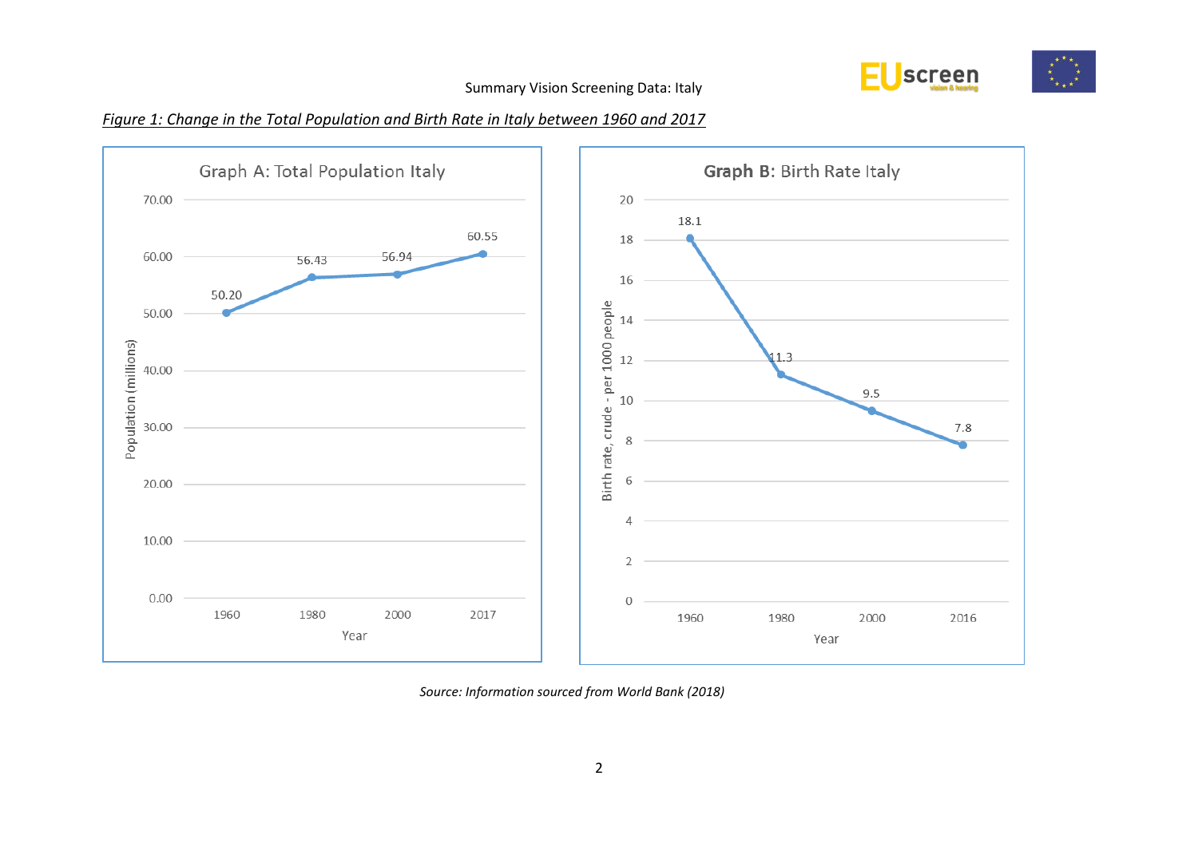*Figure 1: Change in the Total Population and Birth Rate in Italy between 1960 and 2017*

**Graph A: Total Population Italy**

| Year | Population (millions) |
| --- | --- |
| 1960 | 50.20 |
| 1980 | 56.43 |
| 2000 | 56.94 |
| 2017 | 60.55 |

**Graph B: Birth Rate Italy**

| Year | Birth rate, crude - per 1000 people |
| --- | --- |
| 1960 | 18.1 |
| 1980 | 11.3 |
| 2000 | 9.5 |
| 2016 | 7.8 |

*Source: Information sourced from World Bank (2018)*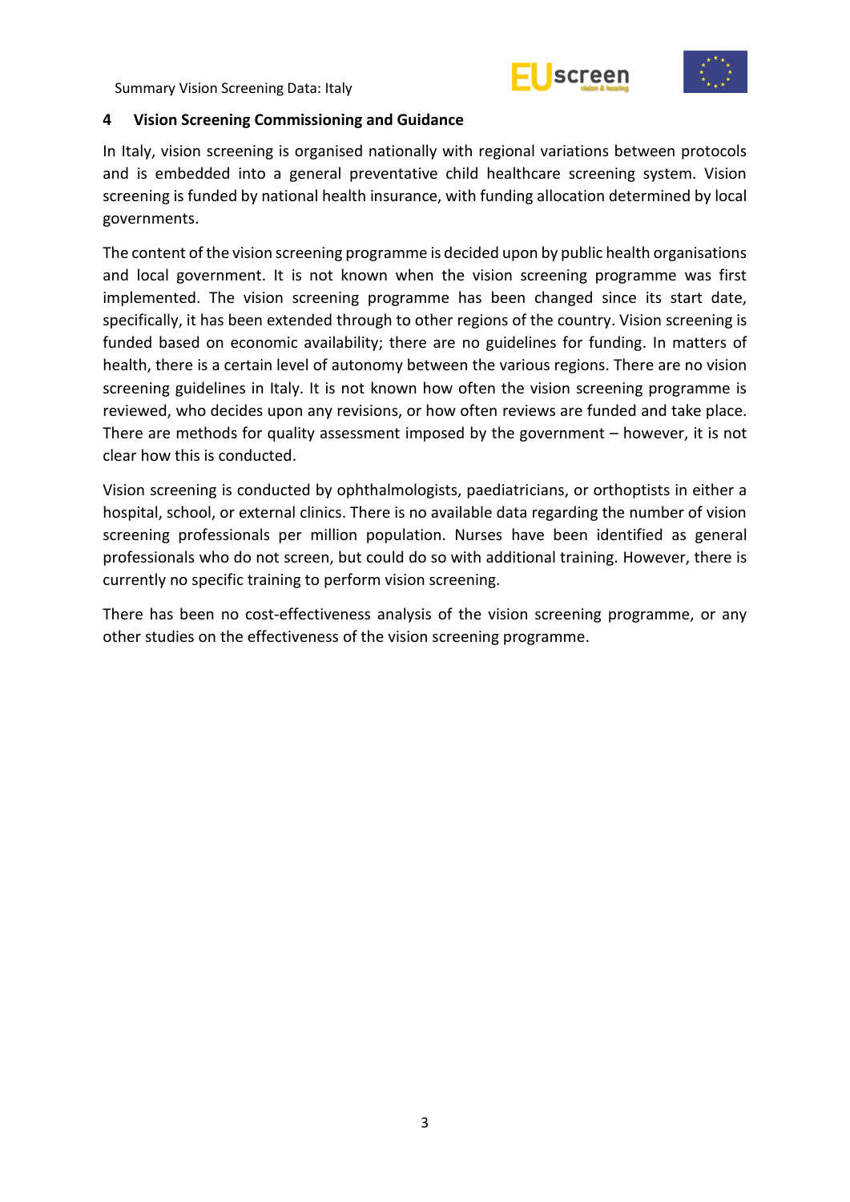## 4 Vision Screening Commissioning and Guidance

In Italy, vision screening is organised nationally with regional variations between protocols and is embedded into a general preventative child healthcare screening system. Vision screening is funded by national health insurance, with funding allocation determined by local governments.

The content of the vision screening programme is decided upon by public health organisations and local government. It is not known when the vision screening programme was first implemented. The vision screening programme has been changed since its start date, specifically, it has been extended through to other regions of the country. Vision screening is funded based on economic availability; there are no guidelines for funding. In matters of health, there is a certain level of autonomy between the various regions. There are no vision screening guidelines in Italy. It is not known how often the vision screening programme is reviewed, who decides upon any revisions, or how often reviews are funded and take place. There are methods for quality assessment imposed by the government – however, it is not clear how this is conducted.

Vision screening is conducted by ophthalmologists, paediatricians, or orthoptists in either a hospital, school, or external clinics. There is no available data regarding the number of vision screening professionals per million population. Nurses have been identified as general professionals who do not screen, but could do so with additional training. However, there is currently no specific training to perform vision screening.

There has been no cost-effectiveness analysis of the vision screening programme, or any other studies on the effectiveness of the vision screening programme.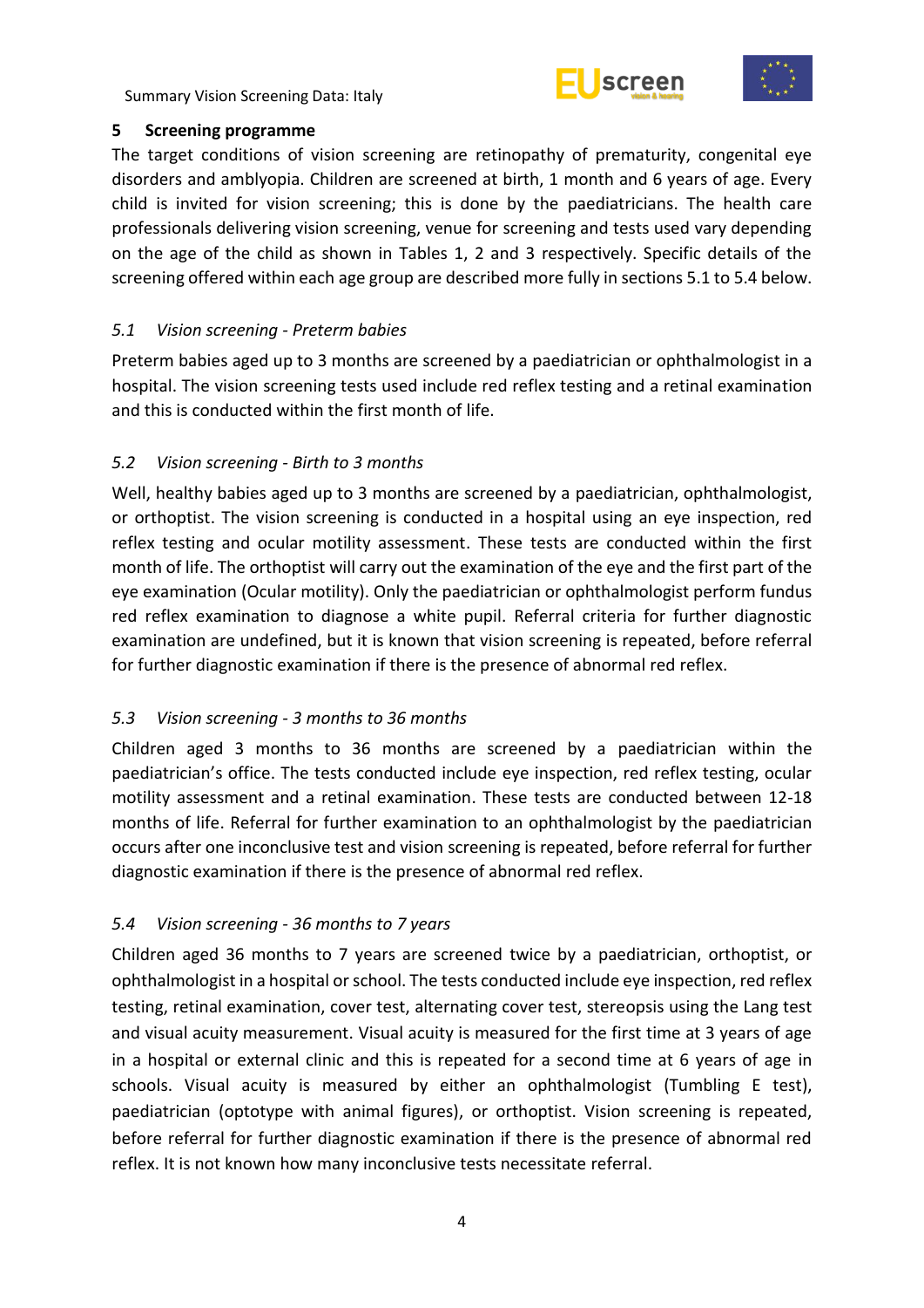## 5 Screening programme

The target conditions of vision screening are retinopathy of prematurity, congenital eye disorders and amblyopia. Children are screened at birth, 1 month and 6 years of age. Every child is invited for vision screening; this is done by the paediatricians. The health care professionals delivering vision screening, venue for screening and tests used vary depending on the age of the child as shown in Tables 1, 2 and 3 respectively. Specific details of the screening offered within each age group are described more fully in sections 5.1 to 5.4 below.

### *5.1 Vision screening - Preterm babies*

Preterm babies aged up to 3 months are screened by a paediatrician or ophthalmologist in a hospital. The vision screening tests used include red reflex testing and a retinal examination and this is conducted within the first month of life.

### *5.2 Vision screening - Birth to 3 months*

Well, healthy babies aged up to 3 months are screened by a paediatrician, ophthalmologist, or orthoptist. The vision screening is conducted in a hospital using an eye inspection, red reflex testing and ocular motility assessment. These tests are conducted within the first month of life. The orthoptist will carry out the examination of the eye and the first part of the eye examination (Ocular motility). Only the paediatrician or ophthalmologist perform fundus red reflex examination to diagnose a white pupil. Referral criteria for further diagnostic examination are undefined, but it is known that vision screening is repeated, before referral for further diagnostic examination if there is the presence of abnormal red reflex.

### *5.3 Vision screening - 3 months to 36 months*

Children aged 3 months to 36 months are screened by a paediatrician within the paediatrician's office. The tests conducted include eye inspection, red reflex testing, ocular motility assessment and a retinal examination. These tests are conducted between 12-18 months of life. Referral for further examination to an ophthalmologist by the paediatrician occurs after one inconclusive test and vision screening is repeated, before referral for further diagnostic examination if there is the presence of abnormal red reflex.

### *5.4 Vision screening - 36 months to 7 years*

Children aged 36 months to 7 years are screened twice by a paediatrician, orthoptist, or ophthalmologist in a hospital or school. The tests conducted include eye inspection, red reflex testing, retinal examination, cover test, alternating cover test, stereopsis using the Lang test and visual acuity measurement. Visual acuity is measured for the first time at 3 years of age in a hospital or external clinic and this is repeated for a second time at 6 years of age in schools. Visual acuity is measured by either an ophthalmologist (Tumbling E test), paediatrician (optotype with animal figures), or orthoptist. Vision screening is repeated, before referral for further diagnostic examination if there is the presence of abnormal red reflex. It is not known how many inconclusive tests necessitate referral.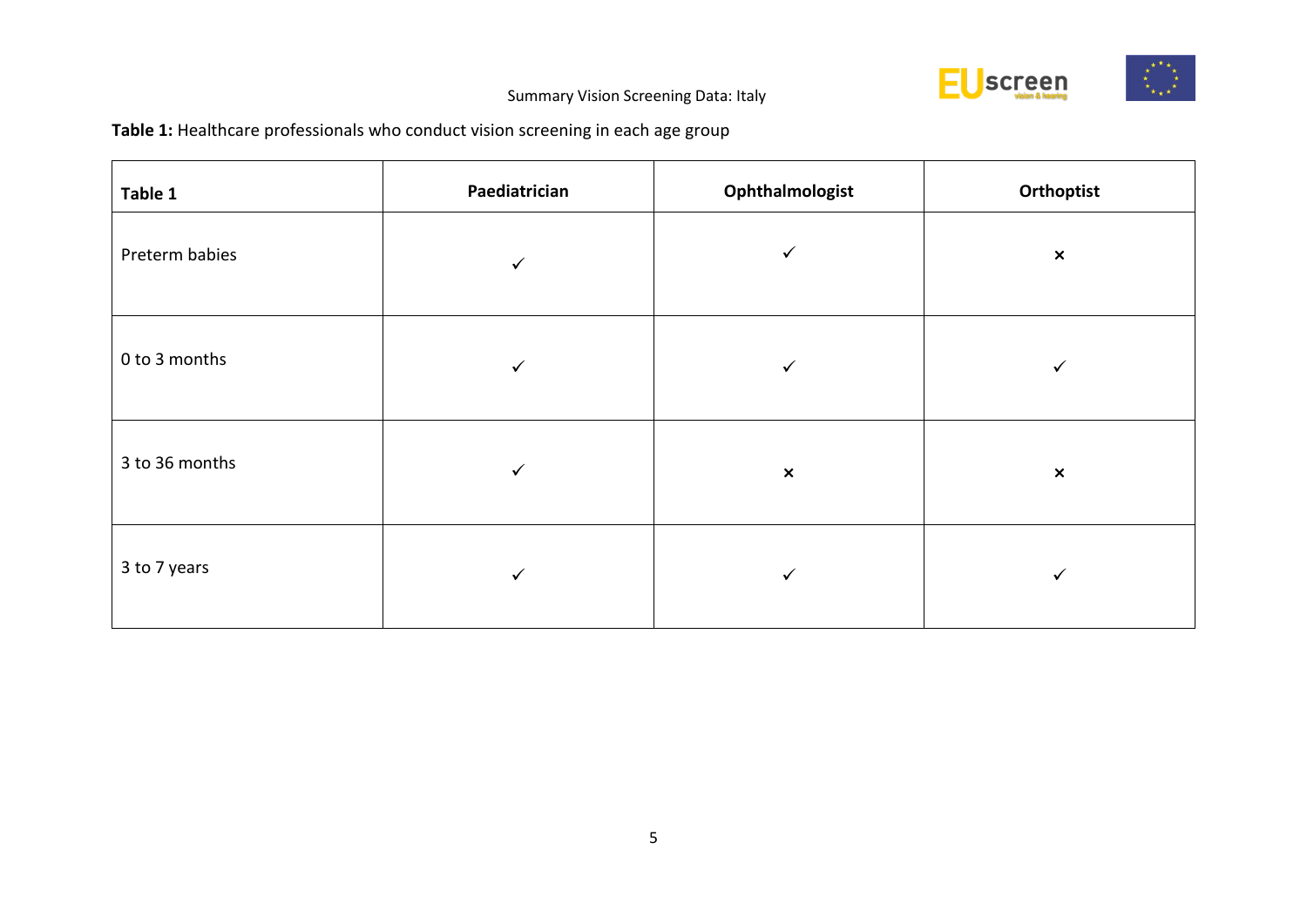**Table 1:** Healthcare professionals who conduct vision screening in each age group

| Table 1 | Paediatrician | Ophthalmologist | Orthoptist |
| --- | --- | --- | --- |
| Preterm babies | ✓ | ✓ | × |
| 0 to 3 months | ✓ | ✓ | ✓ |
| 3 to 36 months | ✓ | × | × |
| 3 to 7 years | ✓ | ✓ | ✓ |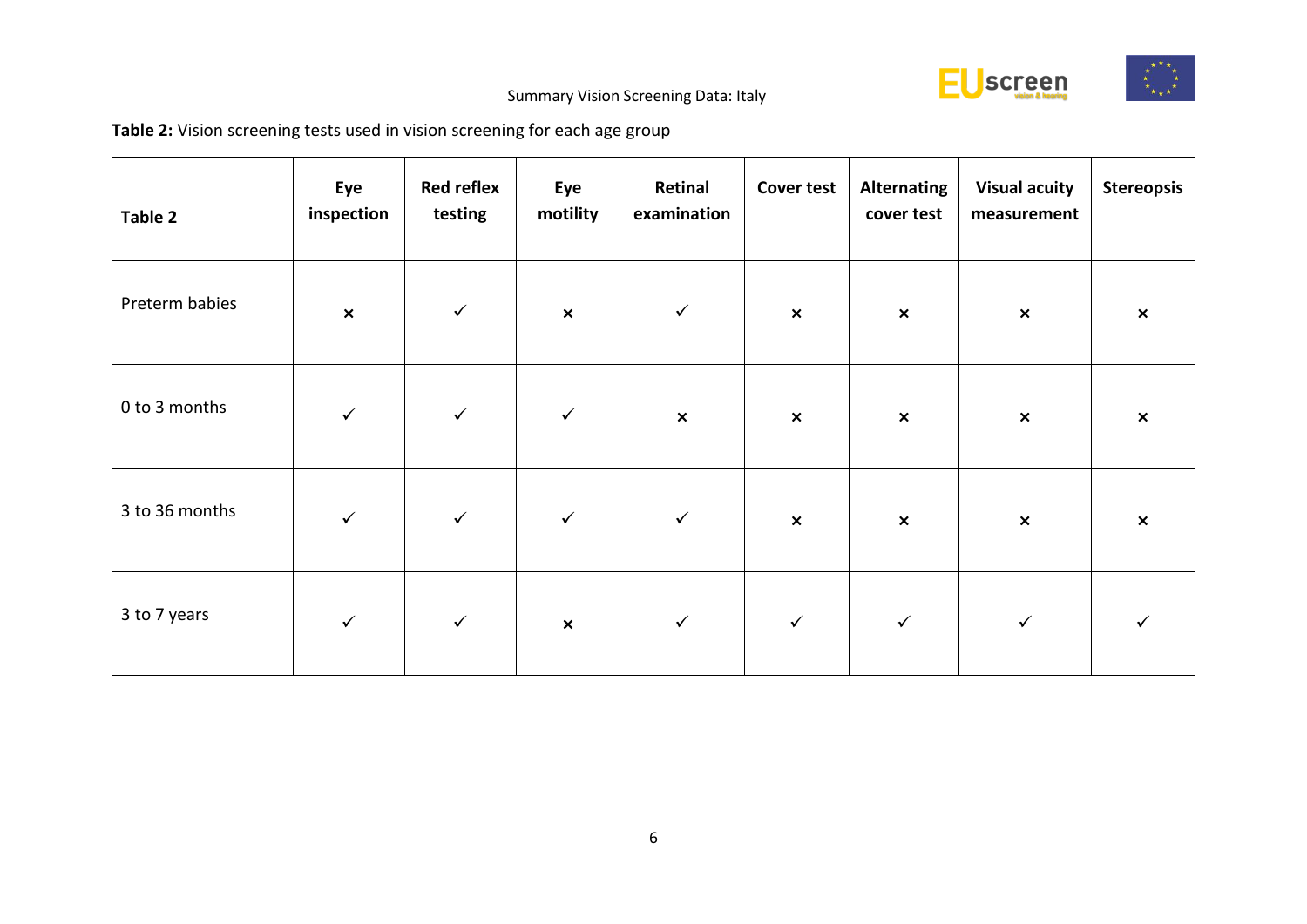**Table 2:** Vision screening tests used in vision screening for each age group

| Table 2 | Eye inspection | Red reflex testing | Eye motility | Retinal examination | Cover test | Alternating cover test | Visual acuity measurement | Stereopsis |
|---|---|---|---|---|---|---|---|---|
| Preterm babies | × | ✓ | × | ✓ | × | × | × | × |
| 0 to 3 months | ✓ | ✓ | ✓ | × | × | × | × | × |
| 3 to 36 months | ✓ | ✓ | ✓ | ✓ | × | × | × | × |
| 3 to 7 years | ✓ | ✓ | × | ✓ | ✓ | ✓ | ✓ | ✓ |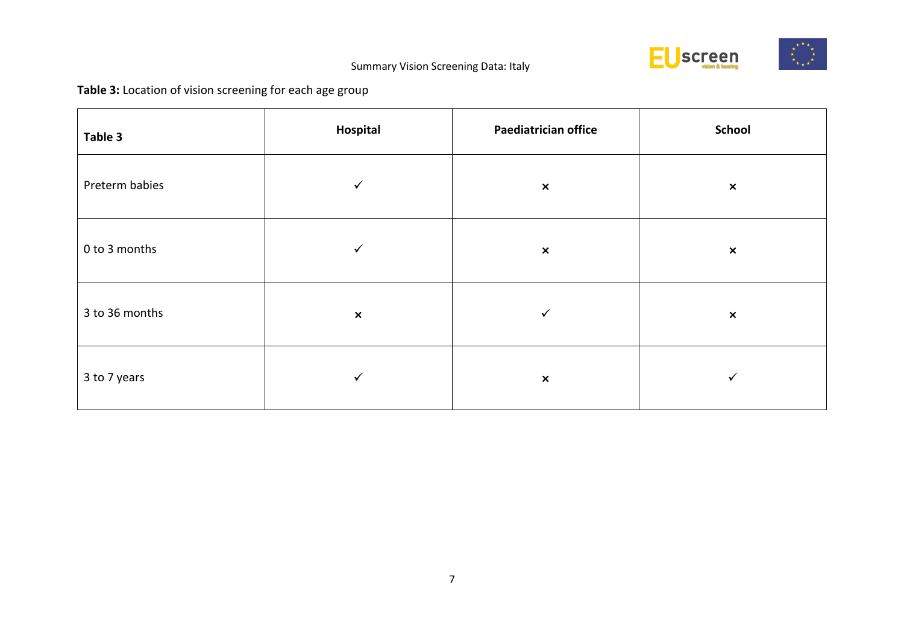**Table 3:** Location of vision screening for each age group

| Table 3 | Hospital | Paediatrician office | School |
|---|---|---|---|
| Preterm babies | ✓ | × | × |
| 0 to 3 months | ✓ | × | × |
| 3 to 36 months | × | ✓ | × |
| 3 to 7 years | ✓ | × | ✓ |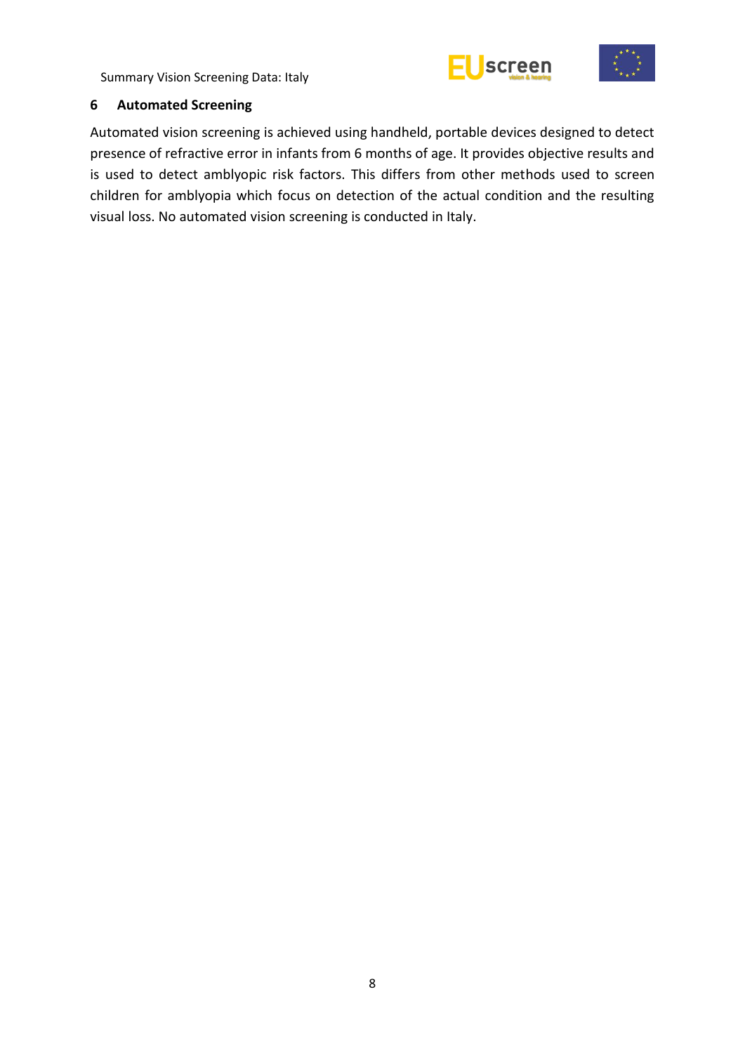## 6 Automated Screening

Automated vision screening is achieved using handheld, portable devices designed to detect presence of refractive error in infants from 6 months of age. It provides objective results and is used to detect amblyopic risk factors. This differs from other methods used to screen children for amblyopia which focus on detection of the actual condition and the resulting visual loss. No automated vision screening is conducted in Italy.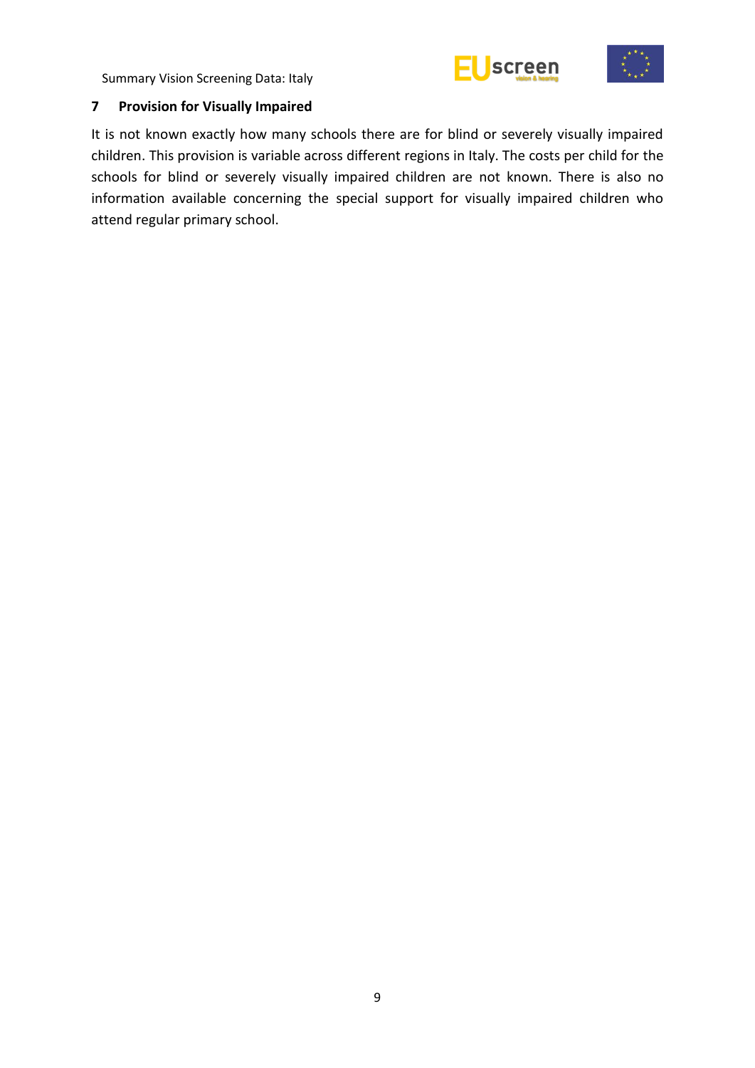## 7 Provision for Visually Impaired

It is not known exactly how many schools there are for blind or severely visually impaired children. This provision is variable across different regions in Italy. The costs per child for the schools for blind or severely visually impaired children are not known. There is also no information available concerning the special support for visually impaired children who attend regular primary school.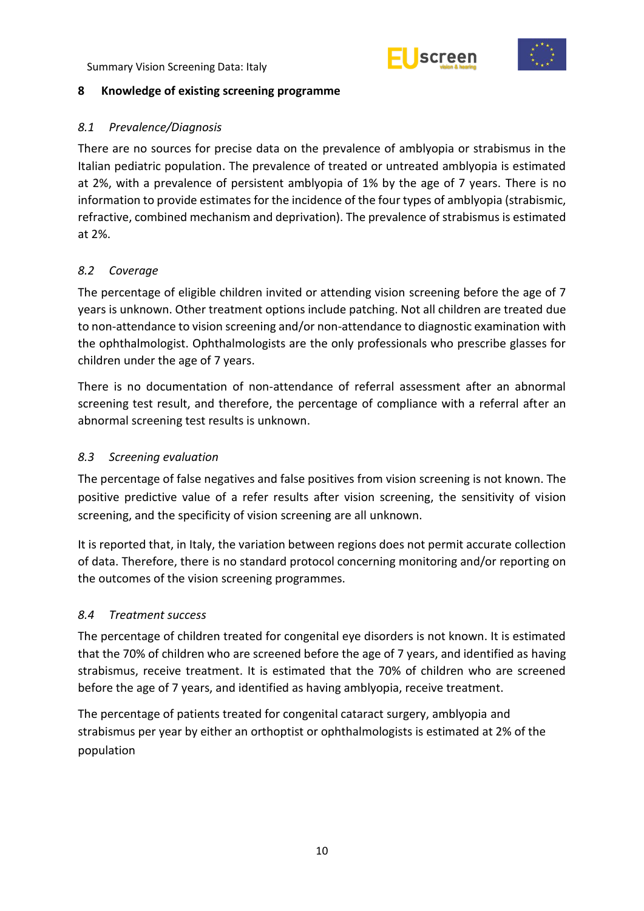## 8 Knowledge of existing screening programme

### *8.1 Prevalence/Diagnosis*

There are no sources for precise data on the prevalence of amblyopia or strabismus in the Italian pediatric population. The prevalence of treated or untreated amblyopia is estimated at 2%, with a prevalence of persistent amblyopia of 1% by the age of 7 years. There is no information to provide estimates for the incidence of the four types of amblyopia (strabismic, refractive, combined mechanism and deprivation). The prevalence of strabismus is estimated at 2%.

### *8.2 Coverage*

The percentage of eligible children invited or attending vision screening before the age of 7 years is unknown. Other treatment options include patching. Not all children are treated due to non-attendance to vision screening and/or non-attendance to diagnostic examination with the ophthalmologist. Ophthalmologists are the only professionals who prescribe glasses for children under the age of 7 years.

There is no documentation of non-attendance of referral assessment after an abnormal screening test result, and therefore, the percentage of compliance with a referral after an abnormal screening test results is unknown.

### *8.3 Screening evaluation*

The percentage of false negatives and false positives from vision screening is not known. The positive predictive value of a refer results after vision screening, the sensitivity of vision screening, and the specificity of vision screening are all unknown.

It is reported that, in Italy, the variation between regions does not permit accurate collection of data. Therefore, there is no standard protocol concerning monitoring and/or reporting on the outcomes of the vision screening programmes.

### *8.4 Treatment success*

The percentage of children treated for congenital eye disorders is not known. It is estimated that the 70% of children who are screened before the age of 7 years, and identified as having strabismus, receive treatment. It is estimated that the 70% of children who are screened before the age of 7 years, and identified as having amblyopia, receive treatment.

The percentage of patients treated for congenital cataract surgery, amblyopia and strabismus per year by either an orthoptist or ophthalmologists is estimated at 2% of the population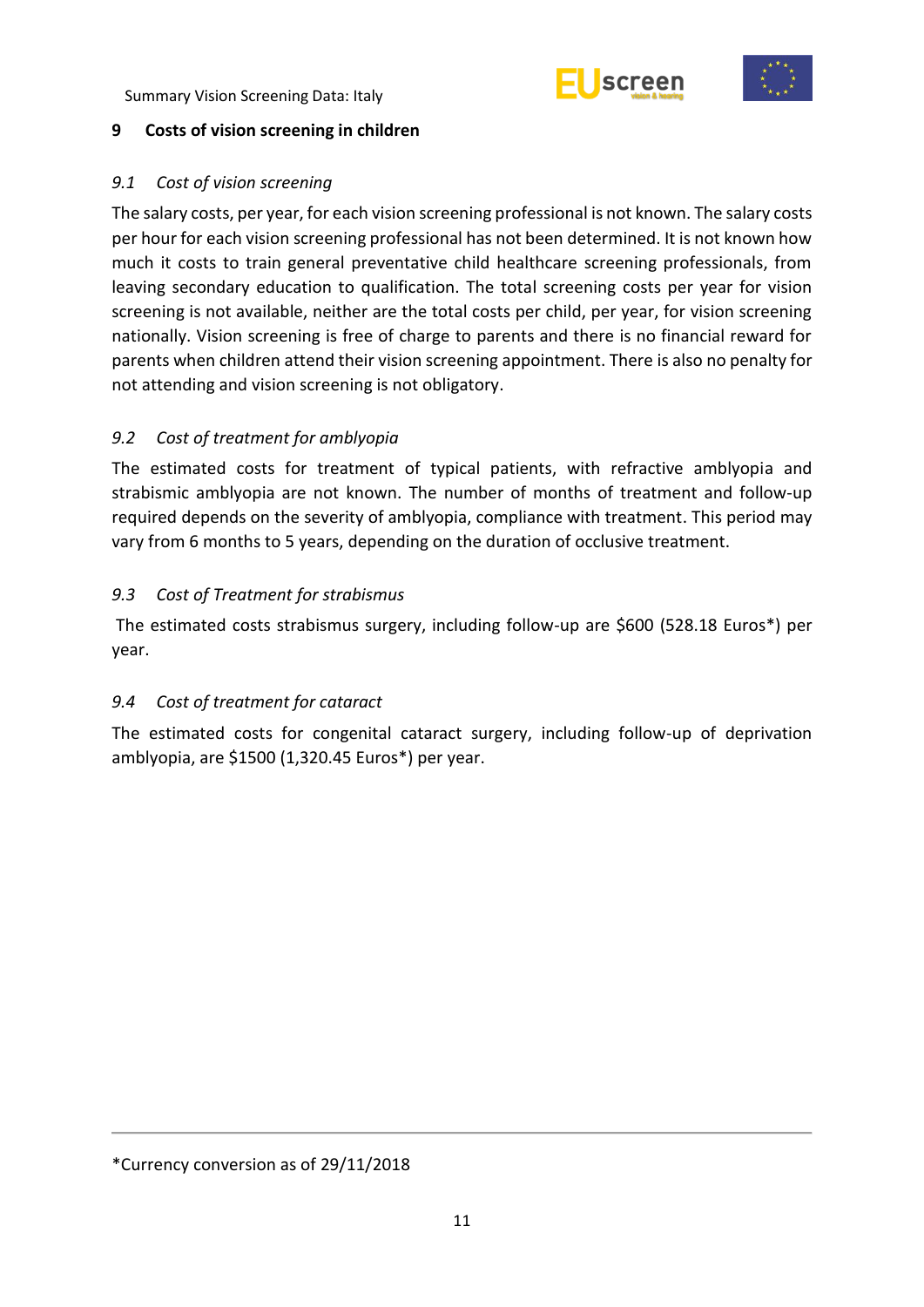## 9 Costs of vision screening in children

### *9.1 Cost of vision screening*

The salary costs, per year, for each vision screening professional is not known. The salary costs per hour for each vision screening professional has not been determined. It is not known how much it costs to train general preventative child healthcare screening professionals, from leaving secondary education to qualification. The total screening costs per year for vision screening is not available, neither are the total costs per child, per year, for vision screening nationally. Vision screening is free of charge to parents and there is no financial reward for parents when children attend their vision screening appointment. There is also no penalty for not attending and vision screening is not obligatory.

### *9.2 Cost of treatment for amblyopia*

The estimated costs for treatment of typical patients, with refractive amblyopia and strabismic amblyopia are not known. The number of months of treatment and follow-up required depends on the severity of amblyopia, compliance with treatment. This period may vary from 6 months to 5 years, depending on the duration of occlusive treatment.

### *9.3 Cost of Treatment for strabismus*

The estimated costs strabismus surgery, including follow-up are $600 (528.18 Euros*) per year.

### *9.4 Cost of treatment for cataract*

The estimated costs for congenital cataract surgery, including follow-up of deprivation amblyopia, are $1500 (1,320.45 Euros*) per year.

---

*Currency conversion as of 29/11/2018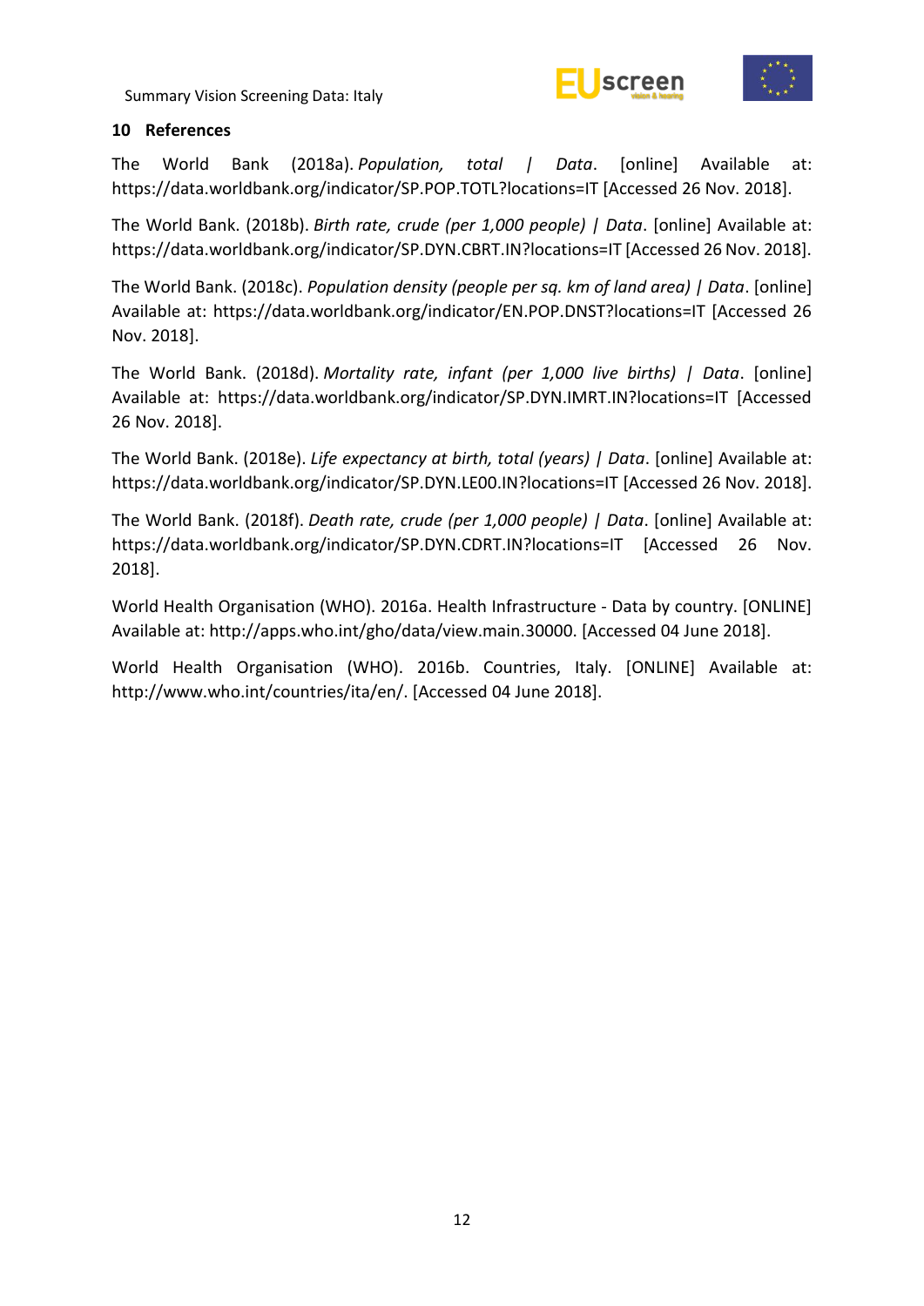## 10 References

The World Bank (2018a). *Population, total | Data*. [online] Available at: https://data.worldbank.org/indicator/SP.POP.TOTL?locations=IT [Accessed 26 Nov. 2018].

The World Bank. (2018b). *Birth rate, crude (per 1,000 people) | Data*. [online] Available at: https://data.worldbank.org/indicator/SP.DYN.CBRT.IN?locations=IT [Accessed 26 Nov. 2018].

The World Bank. (2018c). *Population density (people per sq. km of land area) | Data*. [online] Available at: https://data.worldbank.org/indicator/EN.POP.DNST?locations=IT [Accessed 26 Nov. 2018].

The World Bank. (2018d). *Mortality rate, infant (per 1,000 live births) | Data*. [online] Available at: https://data.worldbank.org/indicator/SP.DYN.IMRT.IN?locations=IT [Accessed 26 Nov. 2018].

The World Bank. (2018e). *Life expectancy at birth, total (years) | Data*. [online] Available at: https://data.worldbank.org/indicator/SP.DYN.LE00.IN?locations=IT [Accessed 26 Nov. 2018].

The World Bank. (2018f). *Death rate, crude (per 1,000 people) | Data*. [online] Available at: https://data.worldbank.org/indicator/SP.DYN.CDRT.IN?locations=IT [Accessed 26 Nov. 2018].

World Health Organisation (WHO). 2016a. Health Infrastructure - Data by country. [ONLINE] Available at: http://apps.who.int/gho/data/view.main.30000. [Accessed 04 June 2018].

World Health Organisation (WHO). 2016b. Countries, Italy. [ONLINE] Available at: http://www.who.int/countries/ita/en/. [Accessed 04 June 2018].